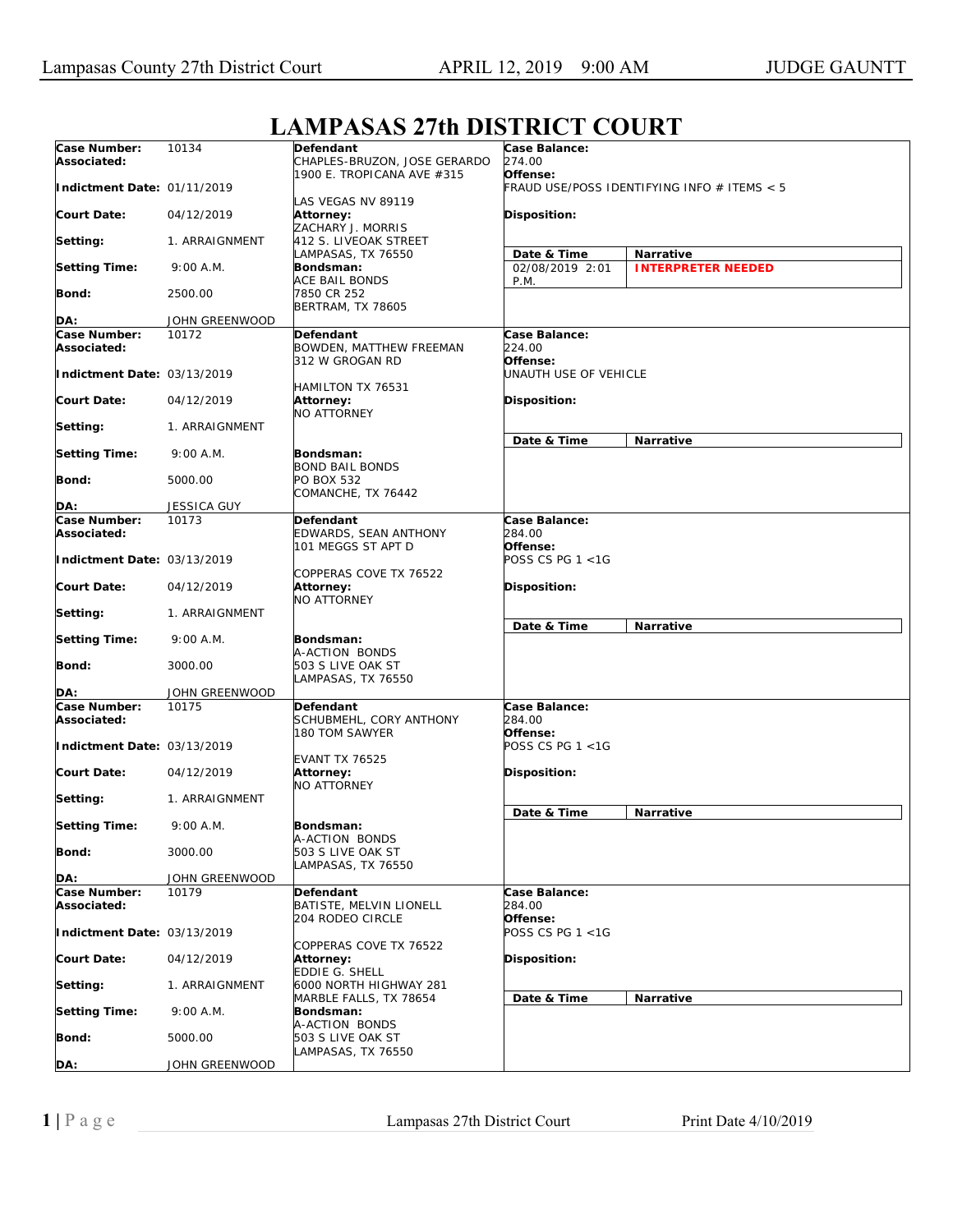# LAMPASAS 27th DISTRICT COURT

| | | | |
|---|---|---|---|
| **Case Number:** 10134<br>**Associated:**<br>**Indictment Date:** 01/11/2019<br>**Court Date:** 04/12/2019<br>**Setting:** 1. ARRAIGNMENT<br>**Setting Time:** 9:00 A.M.<br>**Bond:** 2500.00<br>**DA:** JOHN GREENWOOD | **Defendant**<br>CHAPLES-BRUZON, JOSE GERARDO<br>1900 E. TROPICANA AVE #315<br>LAS VEGAS NV 89119<br>**Attorney:**<br>ZACHARY J. MORRIS<br>412 S. LIVEOAK STREET<br>LAMPASAS, TX 76550<br>**Bondsman:**<br>ACE BAIL BONDS<br>7850 CR 252<br>BERTRAM, TX 78605 | **Case Balance:** 274.00<br>**Offense:** FRAUD USE/POSS IDENTIFYING INFO # ITEMS < 5<br>**Disposition:** | **Date & Time:** 02/08/2019 2:01 P.M.<br>**Narrative:** INTERPRETER NEEDED |
| **Case Number:** 10172<br>**Associated:**<br>**Indictment Date:** 03/13/2019<br>**Court Date:** 04/12/2019<br>**Setting:** 1. ARRAIGNMENT<br>**Setting Time:** 9:00 A.M.<br>**Bond:** 5000.00<br>**DA:** JESSICA GUY | **Defendant**<br>BOWDEN, MATTHEW FREEMAN<br>312 W GROGAN RD<br>HAMILTON TX 76531<br>**Attorney:**<br>NO ATTORNEY<br>**Bondsman:**<br>BOND BAIL BONDS<br>PO BOX 532<br>COMANCHE, TX 76442 | **Case Balance:** 224.00<br>**Offense:** UNAUTH USE OF VEHICLE<br>**Disposition:** | **Date & Time** / **Narrative** |
| **Case Number:** 10173<br>**Associated:**<br>**Indictment Date:** 03/13/2019<br>**Court Date:** 04/12/2019<br>**Setting:** 1. ARRAIGNMENT<br>**Setting Time:** 9:00 A.M.<br>**Bond:** 3000.00<br>**DA:** JOHN GREENWOOD | **Defendant**<br>EDWARDS, SEAN ANTHONY<br>101 MEGGS ST APT D<br>COPPERAS COVE TX 76522<br>**Attorney:**<br>NO ATTORNEY<br>**Bondsman:**<br>A-ACTION BONDS<br>503 S LIVE OAK ST<br>LAMPASAS, TX 76550 | **Case Balance:** 284.00<br>**Offense:** POSS CS PG 1 <1G<br>**Disposition:** | **Date & Time** / **Narrative** |
| **Case Number:** 10175<br>**Associated:**<br>**Indictment Date:** 03/13/2019<br>**Court Date:** 04/12/2019<br>**Setting:** 1. ARRAIGNMENT<br>**Setting Time:** 9:00 A.M.<br>**Bond:** 3000.00<br>**DA:** JOHN GREENWOOD | **Defendant**<br>SCHUBMEHL, CORY ANTHONY<br>180 TOM SAWYER<br>EVANT TX 76525<br>**Attorney:**<br>NO ATTORNEY<br>**Bondsman:**<br>A-ACTION BONDS<br>503 S LIVE OAK ST<br>LAMPASAS, TX 76550 | **Case Balance:** 284.00<br>**Offense:** POSS CS PG 1 <1G<br>**Disposition:** | **Date & Time** / **Narrative** |
| **Case Number:** 10179<br>**Associated:**<br>**Indictment Date:** 03/13/2019<br>**Court Date:** 04/12/2019<br>**Setting:** 1. ARRAIGNMENT<br>**Setting Time:** 9:00 A.M.<br>**Bond:** 5000.00<br>**DA:** JOHN GREENWOOD | **Defendant**<br>BATISTE, MELVIN LIONELL<br>204 RODEO CIRCLE<br>COPPERAS COVE TX 76522<br>**Attorney:**<br>EDDIE G. SHELL<br>6000 NORTH HIGHWAY 281<br>MARBLE FALLS, TX 78654<br>**Bondsman:**<br>A-ACTION BONDS<br>503 S LIVE OAK ST<br>LAMPASAS, TX 76550 | **Case Balance:** 284.00<br>**Offense:** POSS CS PG 1 <1G<br>**Disposition:** | **Date & Time** / **Narrative** |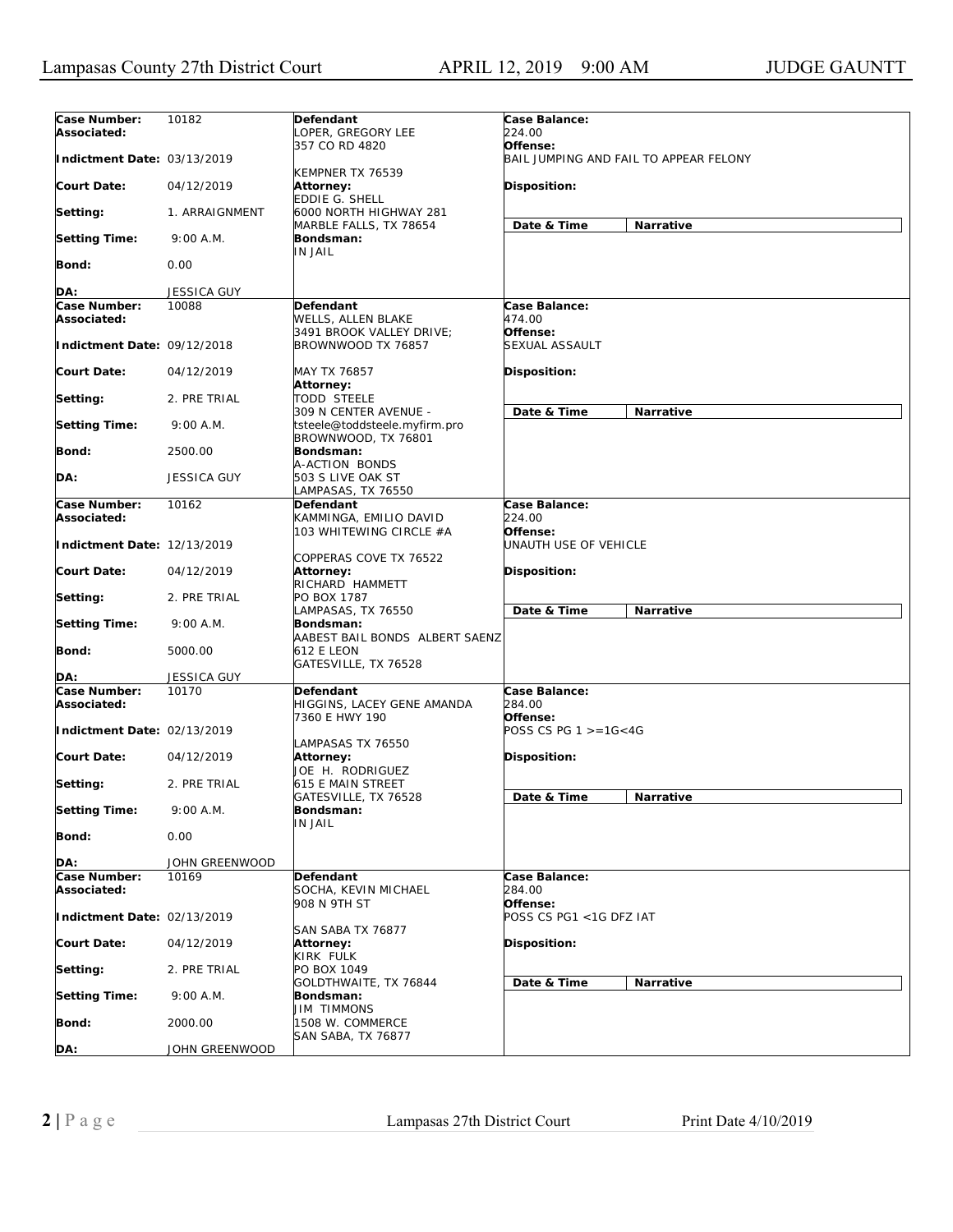| | | | |
|---|---|---|---|
| **Case Number:** 10182<br>**Associated:**<br>**Indictment Date:** 03/13/2019<br>**Court Date:** 04/12/2019<br>**Setting:** 1. ARRAIGNMENT<br>**Setting Time:** 9:00 A.M.<br>**Bond:** 0.00<br>**DA:** JESSICA GUY | **Defendant**<br>LOPER, GREGORY LEE<br>357 CO RD 4820<br>KEMPNER TX 76539<br>**Attorney:**<br>EDDIE G. SHELL<br>6000 NORTH HIGHWAY 281<br>MARBLE FALLS, TX 78654<br>**Bondsman:**<br>IN JAIL | **Case Balance:**<br>224.00<br>**Offense:**<br>BAIL JUMPING AND FAIL TO APPEAR FELONY<br>**Disposition:**<br>**Date & Time** / **Narrative** | |
| **Case Number:** 10088<br>**Associated:**<br>**Indictment Date:** 09/12/2018<br>**Court Date:** 04/12/2019<br>**Setting:** 2. PRE TRIAL<br>**Setting Time:** 9:00 A.M.<br>**Bond:** 2500.00<br>**DA:** JESSICA GUY | **Defendant**<br>WELLS, ALLEN BLAKE<br>3491 BROOK VALLEY DRIVE;<br>BROWNWOOD TX 76857<br>MAY TX 76857<br>**Attorney:**<br>TODD STEELE<br>309 N CENTER AVENUE -<br>tsteele@toddsteele.myfirm.pro<br>BROWNWOOD, TX 76801<br>**Bondsman:**<br>A-ACTION BONDS<br>503 S LIVE OAK ST<br>LAMPASAS, TX 76550 | **Case Balance:**<br>474.00<br>**Offense:**<br>SEXUAL ASSAULT<br>**Disposition:**<br>**Date & Time** / **Narrative** | |
| **Case Number:** 10162<br>**Associated:**<br>**Indictment Date:** 12/13/2019<br>**Court Date:** 04/12/2019<br>**Setting:** 2. PRE TRIAL<br>**Setting Time:** 9:00 A.M.<br>**Bond:** 5000.00<br>**DA:** JESSICA GUY | **Defendant**<br>KAMMINGA, EMILIO DAVID<br>103 WHITEWING CIRCLE #A<br>COPPERAS COVE TX 76522<br>**Attorney:**<br>RICHARD HAMMETT<br>PO BOX 1787<br>LAMPASAS, TX 76550<br>**Bondsman:**<br>AABEST BAIL BONDS ALBERT SAENZ<br>612 E LEON<br>GATESVILLE, TX 76528 | **Case Balance:**<br>224.00<br>**Offense:**<br>UNAUTH USE OF VEHICLE<br>**Disposition:**<br>**Date & Time** / **Narrative** | |
| **Case Number:** 10170<br>**Associated:**<br>**Indictment Date:** 02/13/2019<br>**Court Date:** 04/12/2019<br>**Setting:** 2. PRE TRIAL<br>**Setting Time:** 9:00 A.M.<br>**Bond:** 0.00<br>**DA:** JOHN GREENWOOD | **Defendant**<br>HIGGINS, LACEY GENE AMANDA<br>7360 E HWY 190<br>LAMPASAS TX 76550<br>**Attorney:**<br>JOE H. RODRIGUEZ<br>615 E MAIN STREET<br>GATESVILLE, TX 76528<br>**Bondsman:**<br>IN JAIL | **Case Balance:**<br>284.00<br>**Offense:**<br>POSS CS PG 1 >=1G<4G<br>**Disposition:**<br>**Date & Time** / **Narrative** | |
| **Case Number:** 10169<br>**Associated:**<br>**Indictment Date:** 02/13/2019<br>**Court Date:** 04/12/2019<br>**Setting:** 2. PRE TRIAL<br>**Setting Time:** 9:00 A.M.<br>**Bond:** 2000.00<br>**DA:** JOHN GREENWOOD | **Defendant**<br>SOCHA, KEVIN MICHAEL<br>908 N 9TH ST<br>SAN SABA TX 76877<br>**Attorney:**<br>KIRK FULK<br>PO BOX 1049<br>GOLDTHWAITE, TX 76844<br>**Bondsman:**<br>JIM TIMMONS<br>1508 W. COMMERCE<br>SAN SABA, TX 76877 | **Case Balance:**<br>284.00<br>**Offense:**<br>POSS CS PG1 <1G DFZ IAT<br>**Disposition:**<br>**Date & Time** / **Narrative** | |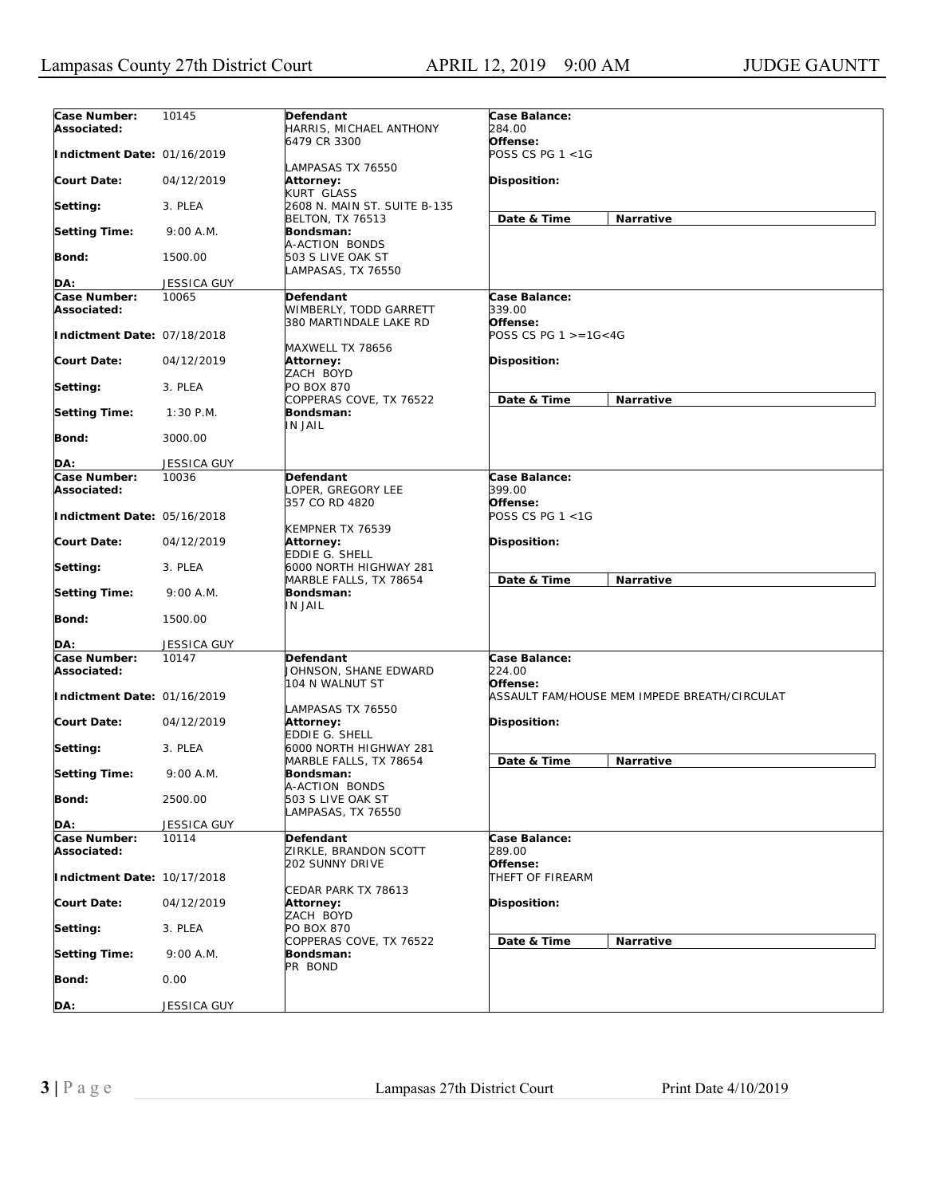| Case Number: | 10145 | Defendant | Case Balance: |
|---|---|---|---|
| Associated: | | HARRIS, MICHAEL ANTHONY<br>6479 CR 3300<br>LAMPASAS TX 76550 | 284.00 |
| Indictment Date: | 01/16/2019 | | Offense:<br>POSS CS PG 1 <1G |
| Court Date: | 04/12/2019 | Attorney:<br>KURT GLASS<br>2608 N. MAIN ST. SUITE B-135<br>BELTON, TX 76513 | Disposition: |
| Setting: | 3. PLEA | | Date & Time / Narrative |
| Setting Time: | 9:00 A.M. | Bondsman:<br>A-ACTION BONDS<br>503 S LIVE OAK ST<br>LAMPASAS, TX 76550 | |
| Bond: | 1500.00 | | |
| DA: | JESSICA GUY | | |

| Case Number: | 10065 | Defendant | Case Balance: |
|---|---|---|---|
| Associated: | | WIMBERLY, TODD GARRETT<br>380 MARTINDALE LAKE RD<br>MAXWELL TX 78656 | 339.00 |
| Indictment Date: | 07/18/2018 | | Offense:<br>POSS CS PG 1 >=1G<4G |
| Court Date: | 04/12/2019 | Attorney:<br>ZACH BOYD<br>PO BOX 870<br>COPPERAS COVE, TX 76522 | Disposition: |
| Setting: | 3. PLEA | | Date & Time / Narrative |
| Setting Time: | 1:30 P.M. | Bondsman:<br>IN JAIL | |
| Bond: | 3000.00 | | |
| DA: | JESSICA GUY | | |

| Case Number: | 10036 | Defendant | Case Balance: |
|---|---|---|---|
| Associated: | | LOPER, GREGORY LEE<br>357 CO RD 4820<br>KEMPNER TX 76539 | 399.00 |
| Indictment Date: | 05/16/2018 | | Offense:<br>POSS CS PG 1 <1G |
| Court Date: | 04/12/2019 | Attorney:<br>EDDIE G. SHELL<br>6000 NORTH HIGHWAY 281<br>MARBLE FALLS, TX 78654 | Disposition: |
| Setting: | 3. PLEA | | Date & Time / Narrative |
| Setting Time: | 9:00 A.M. | Bondsman:<br>IN JAIL | |
| Bond: | 1500.00 | | |
| DA: | JESSICA GUY | | |

| Case Number: | 10147 | Defendant | Case Balance: |
|---|---|---|---|
| Associated: | | JOHNSON, SHANE EDWARD<br>104 N WALNUT ST<br>LAMPASAS TX 76550 | 224.00 |
| Indictment Date: | 01/16/2019 | | Offense:<br>ASSAULT FAM/HOUSE MEM IMPEDE BREATH/CIRCULAT |
| Court Date: | 04/12/2019 | Attorney:<br>EDDIE G. SHELL<br>6000 NORTH HIGHWAY 281<br>MARBLE FALLS, TX 78654 | Disposition: |
| Setting: | 3. PLEA | | Date & Time / Narrative |
| Setting Time: | 9:00 A.M. | Bondsman:<br>A-ACTION BONDS<br>503 S LIVE OAK ST<br>LAMPASAS, TX 76550 | |
| Bond: | 2500.00 | | |
| DA: | JESSICA GUY | | |

| Case Number: | 10114 | Defendant | Case Balance: |
|---|---|---|---|
| Associated: | | ZIRKLE, BRANDON SCOTT<br>202 SUNNY DRIVE<br>CEDAR PARK TX 78613 | 289.00 |
| Indictment Date: | 10/17/2018 | | Offense:<br>THEFT OF FIREARM |
| Court Date: | 04/12/2019 | Attorney:<br>ZACH BOYD<br>PO BOX 870<br>COPPERAS COVE, TX 76522 | Disposition: |
| Setting: | 3. PLEA | | Date & Time / Narrative |
| Setting Time: | 9:00 A.M. | Bondsman:<br>PR BOND | |
| Bond: | 0.00 | | |
| DA: | JESSICA GUY | | |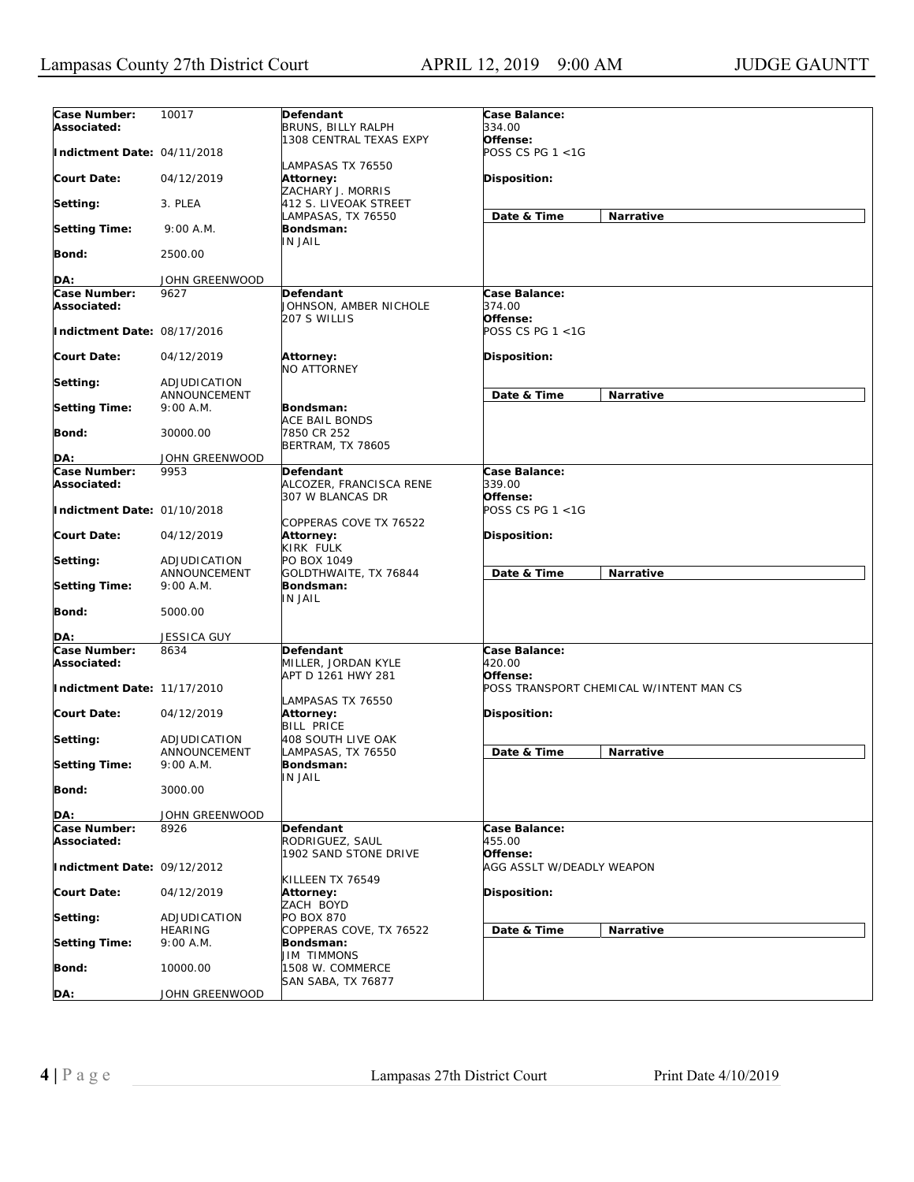| Field | Value | Defendant / Attorney / Bondsman | Case Details |
|---|---|---|---|
| **Case Number:** | 10017 | **Defendant** BRUNS, BILLY RALPH 1308 CENTRAL TEXAS EXPY LAMPASAS TX 76550 | **Case Balance:** 334.00 |
| **Associated:** | | | **Offense:** POSS CS PG 1 <1G |
| **Indictment Date:** | 04/11/2018 | | |
| **Court Date:** | 04/12/2019 | **Attorney:** ZACHARY J. MORRIS 412 S. LIVEOAK STREET LAMPASAS, TX 76550 | **Disposition:** |
| **Setting:** | 3. PLEA | | **Date & Time** / **Narrative** |
| **Setting Time:** | 9:00 A.M. | **Bondsman:** IN JAIL | |
| **Bond:** | 2500.00 | | |
| **DA:** | JOHN GREENWOOD | | |
| **Case Number:** | 9627 | **Defendant** JOHNSON, AMBER NICHOLE 207 S WILLIS | **Case Balance:** 374.00 |
| **Associated:** | | | **Offense:** POSS CS PG 1 <1G |
| **Indictment Date:** | 08/17/2016 | | |
| **Court Date:** | 04/12/2019 | **Attorney:** NO ATTORNEY | **Disposition:** |
| **Setting:** | ADJUDICATION ANNOUNCEMENT | | **Date & Time** / **Narrative** |
| **Setting Time:** | 9:00 A.M. | **Bondsman:** ACE BAIL BONDS 7850 CR 252 BERTRAM, TX 78605 | |
| **Bond:** | 30000.00 | | |
| **DA:** | JOHN GREENWOOD | | |
| **Case Number:** | 9953 | **Defendant** ALCOZER, FRANCISCA RENE 307 W BLANCAS DR COPPERAS COVE TX 76522 | **Case Balance:** 339.00 |
| **Associated:** | | | **Offense:** POSS CS PG 1 <1G |
| **Indictment Date:** | 01/10/2018 | | |
| **Court Date:** | 04/12/2019 | **Attorney:** KIRK FULK PO BOX 1049 GOLDTHWAITE, TX 76844 | **Disposition:** |
| **Setting:** | ADJUDICATION ANNOUNCEMENT | | **Date & Time** / **Narrative** |
| **Setting Time:** | 9:00 A.M. | **Bondsman:** IN JAIL | |
| **Bond:** | 5000.00 | | |
| **DA:** | JESSICA GUY | | |
| **Case Number:** | 8634 | **Defendant** MILLER, JORDAN KYLE APT D 1261 HWY 281 LAMPASAS TX 76550 | **Case Balance:** 420.00 |
| **Associated:** | | | **Offense:** POSS TRANSPORT CHEMICAL W/INTENT MAN CS |
| **Indictment Date:** | 11/17/2010 | | |
| **Court Date:** | 04/12/2019 | **Attorney:** BILL PRICE 408 SOUTH LIVE OAK LAMPASAS, TX 76550 | **Disposition:** |
| **Setting:** | ADJUDICATION ANNOUNCEMENT | | **Date & Time** / **Narrative** |
| **Setting Time:** | 9:00 A.M. | **Bondsman:** IN JAIL | |
| **Bond:** | 3000.00 | | |
| **DA:** | JOHN GREENWOOD | | |
| **Case Number:** | 8926 | **Defendant** RODRIGUEZ, SAUL 1902 SAND STONE DRIVE KILLEEN TX 76549 | **Case Balance:** 455.00 |
| **Associated:** | | | **Offense:** AGG ASSLT W/DEADLY WEAPON |
| **Indictment Date:** | 09/12/2012 | | |
| **Court Date:** | 04/12/2019 | **Attorney:** ZACH BOYD PO BOX 870 COPPERAS COVE, TX 76522 | **Disposition:** |
| **Setting:** | ADJUDICATION HEARING | | **Date & Time** / **Narrative** |
| **Setting Time:** | 9:00 A.M. | **Bondsman:** JIM TIMMONS 1508 W. COMMERCE SAN SABA, TX 76877 | |
| **Bond:** | 10000.00 | | |
| **DA:** | JOHN GREENWOOD | | |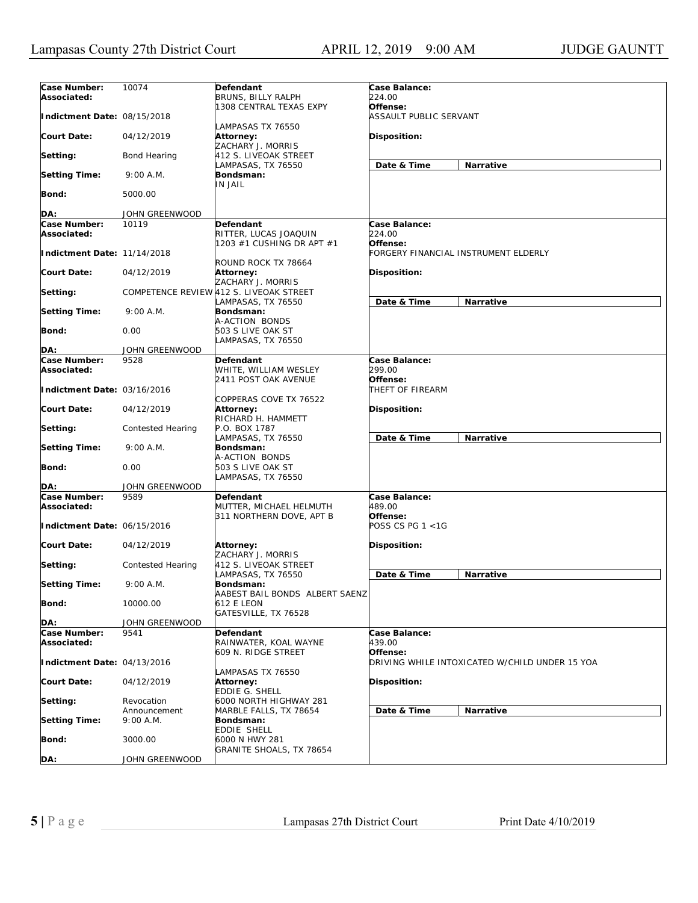Lampasas County 27th District Court — APRIL 12, 2019 9:00 AM — JUDGE GAUNTT

| | | | |
|---|---|---|---|
| **Case Number:** 10074 | **Defendant** | **Case Balance:** 224.00 | |
| **Associated:** | BRUNS, BILLY RALPH<br>1308 CENTRAL TEXAS EXPY<br>LAMPASAS TX 76550 | **Offense:** ASSAULT PUBLIC SERVANT | |
| **Indictment Date:** 08/15/2018 | | | |
| **Court Date:** 04/12/2019 | **Attorney:**<br>ZACHARY J. MORRIS<br>412 S. LIVEOAK STREET<br>LAMPASAS, TX 76550 | **Disposition:** | |
| **Setting:** Bond Hearing | | **Date & Time** | **Narrative** |
| **Setting Time:** 9:00 A.M. | **Bondsman:**<br>IN JAIL | | |
| **Bond:** 5000.00 | | | |
| **DA:** JOHN GREENWOOD | | | |

| | | | |
|---|---|---|---|
| **Case Number:** 10119 | **Defendant** | **Case Balance:** 224.00 | |
| **Associated:** | RITTER, LUCAS JOAQUIN<br>1203 #1 CUSHING DR APT #1<br>ROUND ROCK TX 78664 | **Offense:** FORGERY FINANCIAL INSTRUMENT ELDERLY | |
| **Indictment Date:** 11/14/2018 | | | |
| **Court Date:** 04/12/2019 | **Attorney:**<br>ZACHARY J. MORRIS<br>412 S. LIVEOAK STREET<br>LAMPASAS, TX 76550 | **Disposition:** | |
| **Setting:** COMPETENCE REVIEW | | **Date & Time** | **Narrative** |
| **Setting Time:** 9:00 A.M. | **Bondsman:**<br>A-ACTION BONDS<br>503 S LIVE OAK ST<br>LAMPASAS, TX 76550 | | |
| **Bond:** 0.00 | | | |
| **DA:** JOHN GREENWOOD | | | |

| | | | |
|---|---|---|---|
| **Case Number:** 9528 | **Defendant** | **Case Balance:** 299.00 | |
| **Associated:** | WHITE, WILLIAM WESLEY<br>2411 POST OAK AVENUE<br>COPPERAS COVE TX 76522 | **Offense:** THEFT OF FIREARM | |
| **Indictment Date:** 03/16/2016 | | | |
| **Court Date:** 04/12/2019 | **Attorney:**<br>RICHARD H. HAMMETT<br>P.O. BOX 1787<br>LAMPASAS, TX 76550 | **Disposition:** | |
| **Setting:** Contested Hearing | | **Date & Time** | **Narrative** |
| **Setting Time:** 9:00 A.M. | **Bondsman:**<br>A-ACTION BONDS<br>503 S LIVE OAK ST<br>LAMPASAS, TX 76550 | | |
| **Bond:** 0.00 | | | |
| **DA:** JOHN GREENWOOD | | | |

| | | | |
|---|---|---|---|
| **Case Number:** 9589 | **Defendant** | **Case Balance:** 489.00 | |
| **Associated:** | MUTTER, MICHAEL HELMUTH<br>311 NORTHERN DOVE, APT B | **Offense:** POSS CS PG 1 <1G | |
| **Indictment Date:** 06/15/2016 | | | |
| **Court Date:** 04/12/2019 | **Attorney:**<br>ZACHARY J. MORRIS<br>412 S. LIVEOAK STREET<br>LAMPASAS, TX 76550 | **Disposition:** | |
| **Setting:** Contested Hearing | | **Date & Time** | **Narrative** |
| **Setting Time:** 9:00 A.M. | **Bondsman:**<br>AABEST BAIL BONDS ALBERT SAENZ<br>612 E LEON<br>GATESVILLE, TX 76528 | | |
| **Bond:** 10000.00 | | | |
| **DA:** JOHN GREENWOOD | | | |

| | | | |
|---|---|---|---|
| **Case Number:** 9541 | **Defendant** | **Case Balance:** 439.00 | |
| **Associated:** | RAINWATER, KOAL WAYNE<br>609 N. RIDGE STREET<br>LAMPASAS TX 76550 | **Offense:** DRIVING WHILE INTOXICATED W/CHILD UNDER 15 YOA | |
| **Indictment Date:** 04/13/2016 | | | |
| **Court Date:** 04/12/2019 | **Attorney:**<br>EDDIE G. SHELL<br>6000 NORTH HIGHWAY 281<br>MARBLE FALLS, TX 78654 | **Disposition:** | |
| **Setting:** Revocation Announcement | | **Date & Time** | **Narrative** |
| **Setting Time:** 9:00 A.M. | **Bondsman:**<br>EDDIE SHELL<br>6000 N HWY 281<br>GRANITE SHOALS, TX 78654 | | |
| **Bond:** 3000.00 | | | |
| **DA:** JOHN GREENWOOD | | | |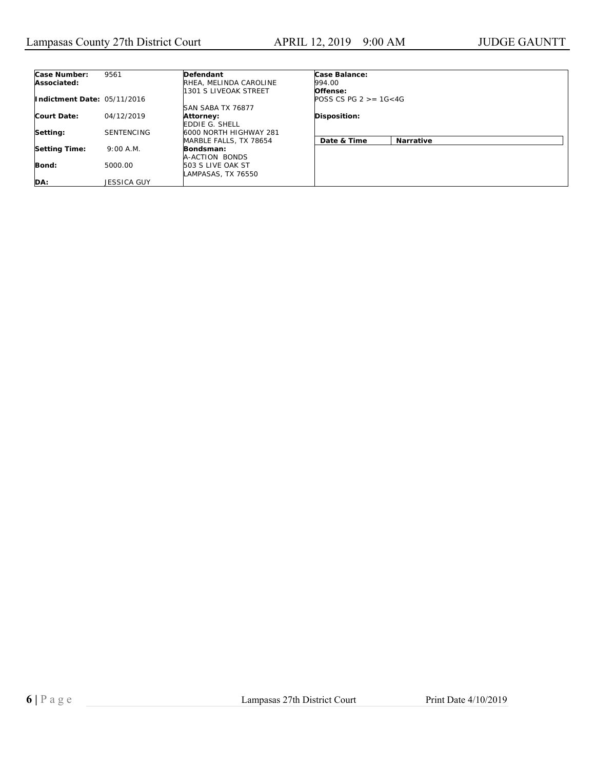| | | | | |
|---|---|---|---|---|
| **Case Number:** | 9561 | **Defendant** | **Case Balance:** | |
| **Associated:** | | RHEA, MELINDA CAROLINE<br>1301 S LIVEOAK STREET | 994.00<br>**Offense:** | |
| **Indictment Date:** | 05/11/2016 | SAN SABA TX 76877 | POSS CS PG 2 >= 1G<4G | |
| **Court Date:** | 04/12/2019 | **Attorney:**<br>EDDIE G. SHELL | **Disposition:** | |
| **Setting:** | SENTENCING | 6000 NORTH HIGHWAY 281<br>MARBLE FALLS, TX 78654 | **Date & Time** | **Narrative** |
| **Setting Time:** | 9:00 A.M. | **Bondsman:**<br>A-ACTION BONDS | | |
| **Bond:** | 5000.00 | 503 S LIVE OAK ST<br>LAMPASAS, TX 76550 | | |
| **DA:** | JESSICA GUY | | | |